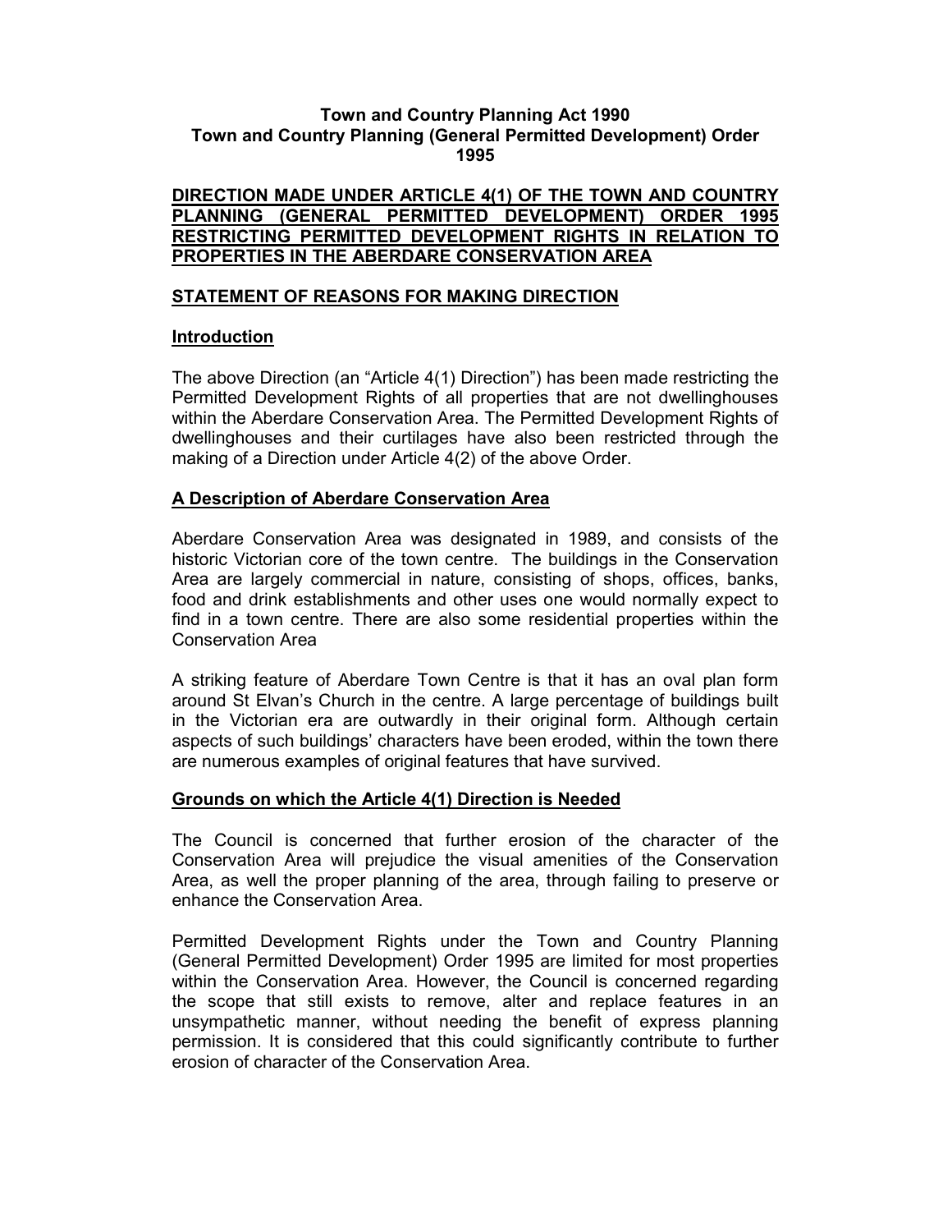**Town and Country Planning Act 1990**
**Town and Country Planning (General Permitted Development) Order 1995**

## DIRECTION MADE UNDER ARTICLE 4(1) OF THE TOWN AND COUNTRY PLANNING (GENERAL PERMITTED DEVELOPMENT) ORDER 1995 RESTRICTING PERMITTED DEVELOPMENT RIGHTS IN RELATION TO PROPERTIES IN THE ABERDARE CONSERVATION AREA

## STATEMENT OF REASONS FOR MAKING DIRECTION

### Introduction

The above Direction (an "Article 4(1) Direction") has been made restricting the Permitted Development Rights of all properties that are not dwellinghouses within the Aberdare Conservation Area. The Permitted Development Rights of dwellinghouses and their curtilages have also been restricted through the making of a Direction under Article 4(2) of the above Order.

### A Description of Aberdare Conservation Area

Aberdare Conservation Area was designated in 1989, and consists of the historic Victorian core of the town centre. The buildings in the Conservation Area are largely commercial in nature, consisting of shops, offices, banks, food and drink establishments and other uses one would normally expect to find in a town centre. There are also some residential properties within the Conservation Area

A striking feature of Aberdare Town Centre is that it has an oval plan form around St Elvan's Church in the centre. A large percentage of buildings built in the Victorian era are outwardly in their original form. Although certain aspects of such buildings' characters have been eroded, within the town there are numerous examples of original features that have survived.

### Grounds on which the Article 4(1) Direction is Needed

The Council is concerned that further erosion of the character of the Conservation Area will prejudice the visual amenities of the Conservation Area, as well the proper planning of the area, through failing to preserve or enhance the Conservation Area.

Permitted Development Rights under the Town and Country Planning (General Permitted Development) Order 1995 are limited for most properties within the Conservation Area. However, the Council is concerned regarding the scope that still exists to remove, alter and replace features in an unsympathetic manner, without needing the benefit of express planning permission. It is considered that this could significantly contribute to further erosion of character of the Conservation Area.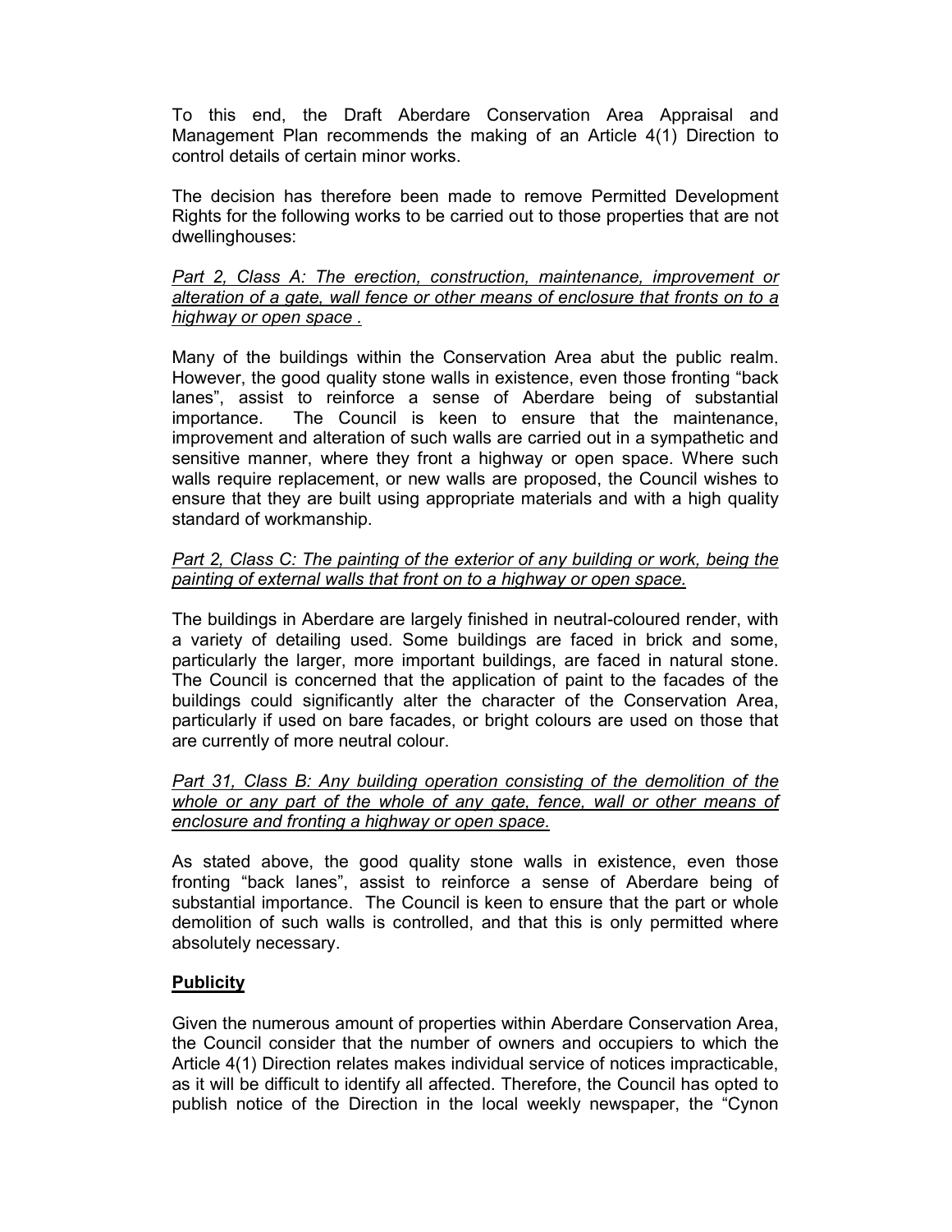To this end, the Draft Aberdare Conservation Area Appraisal and Management Plan recommends the making of an Article 4(1) Direction to control details of certain minor works.

The decision has therefore been made to remove Permitted Development Rights for the following works to be carried out to those properties that are not dwellinghouses:

<u>*Part 2, Class A: The erection, construction, maintenance, improvement or alteration of a gate, wall fence or other means of enclosure that fronts on to a highway or open space .*</u>

Many of the buildings within the Conservation Area abut the public realm. However, the good quality stone walls in existence, even those fronting "back lanes", assist to reinforce a sense of Aberdare being of substantial importance. The Council is keen to ensure that the maintenance, improvement and alteration of such walls are carried out in a sympathetic and sensitive manner, where they front a highway or open space. Where such walls require replacement, or new walls are proposed, the Council wishes to ensure that they are built using appropriate materials and with a high quality standard of workmanship.

<u>*Part 2, Class C: The painting of the exterior of any building or work, being the painting of external walls that front on to a highway or open space.*</u>

The buildings in Aberdare are largely finished in neutral-coloured render, with a variety of detailing used. Some buildings are faced in brick and some, particularly the larger, more important buildings, are faced in natural stone. The Council is concerned that the application of paint to the facades of the buildings could significantly alter the character of the Conservation Area, particularly if used on bare facades, or bright colours are used on those that are currently of more neutral colour.

<u>*Part 31, Class B: Any building operation consisting of the demolition of the whole or any part of the whole of any gate, fence, wall or other means of enclosure and fronting a highway or open space.*</u>

As stated above, the good quality stone walls in existence, even those fronting "back lanes", assist to reinforce a sense of Aberdare being of substantial importance. The Council is keen to ensure that the part or whole demolition of such walls is controlled, and that this is only permitted where absolutely necessary.

## **<u>Publicity</u>**

Given the numerous amount of properties within Aberdare Conservation Area, the Council consider that the number of owners and occupiers to which the Article 4(1) Direction relates makes individual service of notices impracticable, as it will be difficult to identify all affected. Therefore, the Council has opted to publish notice of the Direction in the local weekly newspaper, the "Cynon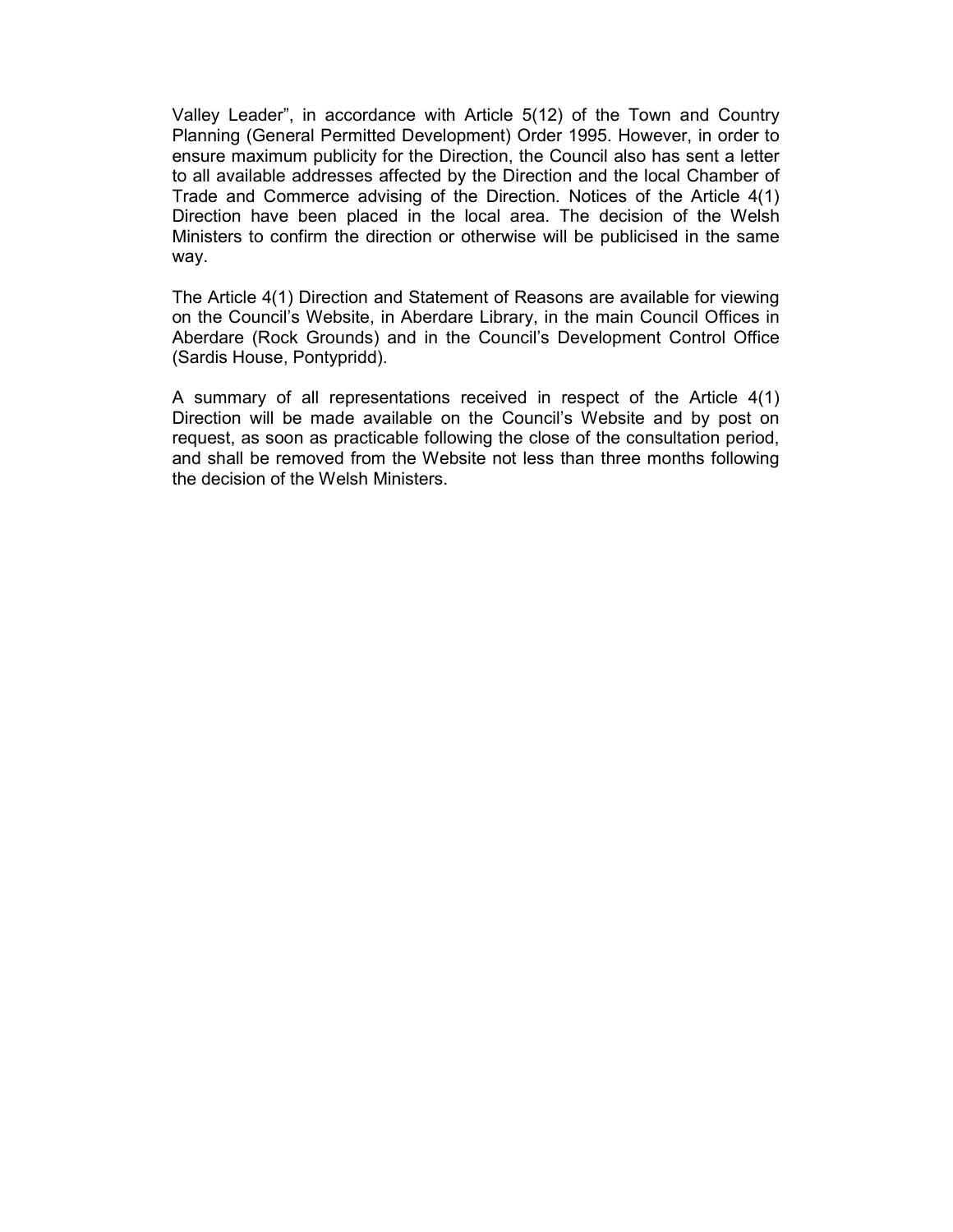Valley Leader", in accordance with Article 5(12) of the Town and Country Planning (General Permitted Development) Order 1995. However, in order to ensure maximum publicity for the Direction, the Council also has sent a letter to all available addresses affected by the Direction and the local Chamber of Trade and Commerce advising of the Direction. Notices of the Article 4(1) Direction have been placed in the local area. The decision of the Welsh Ministers to confirm the direction or otherwise will be publicised in the same way.

The Article 4(1) Direction and Statement of Reasons are available for viewing on the Council's Website, in Aberdare Library, in the main Council Offices in Aberdare (Rock Grounds) and in the Council's Development Control Office (Sardis House, Pontypridd).

A summary of all representations received in respect of the Article 4(1) Direction will be made available on the Council's Website and by post on request, as soon as practicable following the close of the consultation period, and shall be removed from the Website not less than three months following the decision of the Welsh Ministers.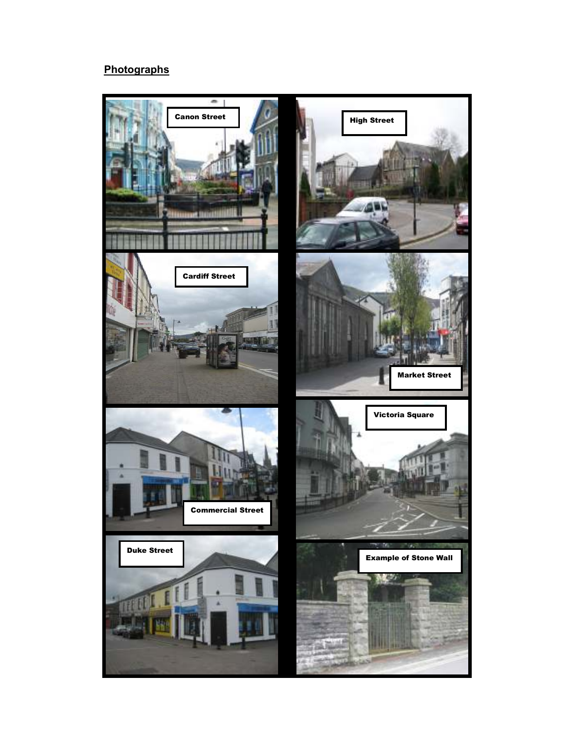## Photographs

Canon Street

High Street

Cardiff Street

Market Street

Commercial Street

Victoria Square

Duke Street

Example of Stone Wall